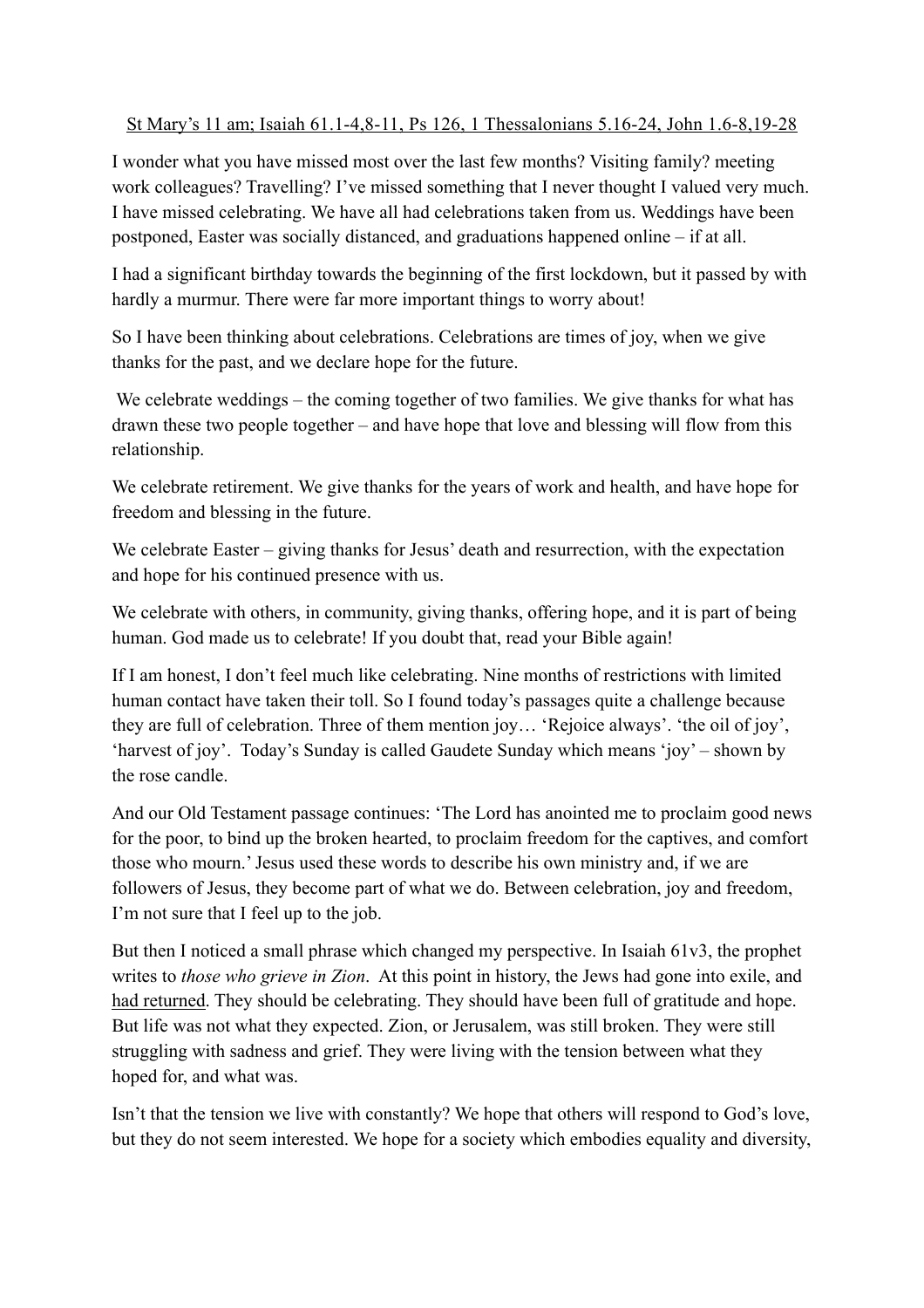<u>St Mary's 11 am; Isaiah 61.1-4,8-11, Ps 126, 1 Thessalonians 5.16-24, John 1.6-8,19-28</u>

I wonder what you have missed most over the last few months? Visiting family? meeting work colleagues? Travelling? I've missed something that I never thought I valued very much. I have missed celebrating. We have all had celebrations taken from us. Weddings have been postponed, Easter was socially distanced, and graduations happened online – if at all.

I had a significant birthday towards the beginning of the first lockdown, but it passed by with hardly a murmur. There were far more important things to worry about!

So I have been thinking about celebrations. Celebrations are times of joy, when we give thanks for the past, and we declare hope for the future.

We celebrate weddings – the coming together of two families. We give thanks for what has drawn these two people together – and have hope that love and blessing will flow from this relationship.

We celebrate retirement. We give thanks for the years of work and health, and have hope for freedom and blessing in the future.

We celebrate Easter – giving thanks for Jesus' death and resurrection, with the expectation and hope for his continued presence with us.

We celebrate with others, in community, giving thanks, offering hope, and it is part of being human. God made us to celebrate! If you doubt that, read your Bible again!

If I am honest, I don't feel much like celebrating. Nine months of restrictions with limited human contact have taken their toll. So I found today's passages quite a challenge because they are full of celebration. Three of them mention joy… 'Rejoice always'. 'the oil of joy', 'harvest of joy'. Today's Sunday is called Gaudete Sunday which means 'joy' – shown by the rose candle.

And our Old Testament passage continues: 'The Lord has anointed me to proclaim good news for the poor, to bind up the broken hearted, to proclaim freedom for the captives, and comfort those who mourn.' Jesus used these words to describe his own ministry and, if we are followers of Jesus, they become part of what we do. Between celebration, joy and freedom, I'm not sure that I feel up to the job.

But then I noticed a small phrase which changed my perspective. In Isaiah 61v3, the prophet writes to *those who grieve in Zion*. At this point in history, the Jews had gone into exile, and <u>had returned</u>. They should be celebrating. They should have been full of gratitude and hope. But life was not what they expected. Zion, or Jerusalem, was still broken. They were still struggling with sadness and grief. They were living with the tension between what they hoped for, and what was.

Isn't that the tension we live with constantly? We hope that others will respond to God's love, but they do not seem interested. We hope for a society which embodies equality and diversity,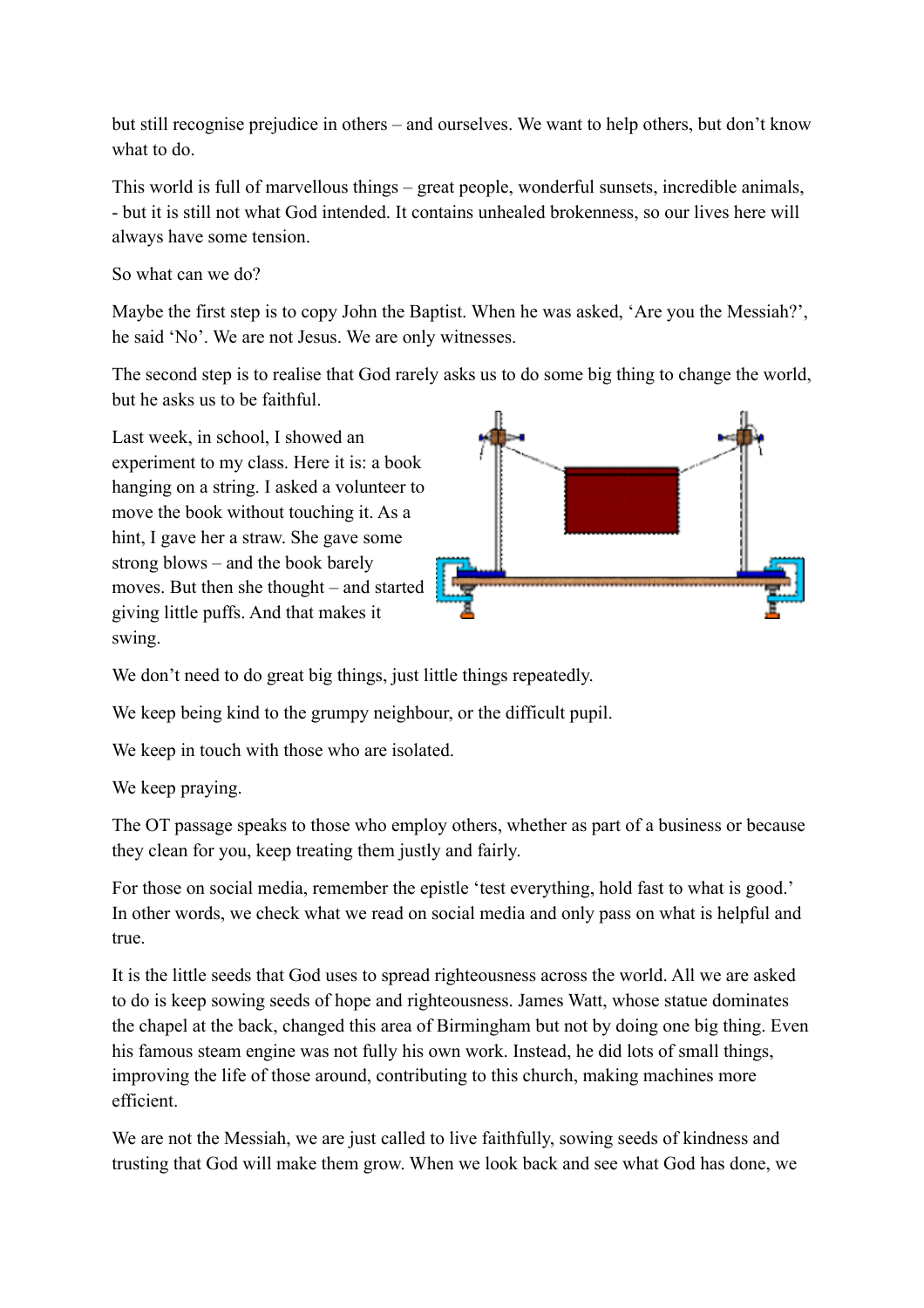but still recognise prejudice in others – and ourselves. We want to help others, but don't know what to do.

This world is full of marvellous things – great people, wonderful sunsets, incredible animals, - but it is still not what God intended. It contains unhealed brokenness, so our lives here will always have some tension.

So what can we do?

Maybe the first step is to copy John the Baptist. When he was asked, 'Are you the Messiah?', he said 'No'. We are not Jesus. We are only witnesses.

The second step is to realise that God rarely asks us to do some big thing to change the world, but he asks us to be faithful.

Last week, in school, I showed an experiment to my class. Here it is: a book hanging on a string. I asked a volunteer to move the book without touching it. As a hint, I gave her a straw. She gave some strong blows – and the book barely moves. But then she thought – and started giving little puffs. And that makes it swing.

We don't need to do great big things, just little things repeatedly.

We keep being kind to the grumpy neighbour, or the difficult pupil.

We keep in touch with those who are isolated.

We keep praying.

The OT passage speaks to those who employ others, whether as part of a business or because they clean for you, keep treating them justly and fairly.

For those on social media, remember the epistle 'test everything, hold fast to what is good.' In other words, we check what we read on social media and only pass on what is helpful and true.

It is the little seeds that God uses to spread righteousness across the world. All we are asked to do is keep sowing seeds of hope and righteousness. James Watt, whose statue dominates the chapel at the back, changed this area of Birmingham but not by doing one big thing. Even his famous steam engine was not fully his own work. Instead, he did lots of small things, improving the life of those around, contributing to this church, making machines more efficient.

We are not the Messiah, we are just called to live faithfully, sowing seeds of kindness and trusting that God will make them grow. When we look back and see what God has done, we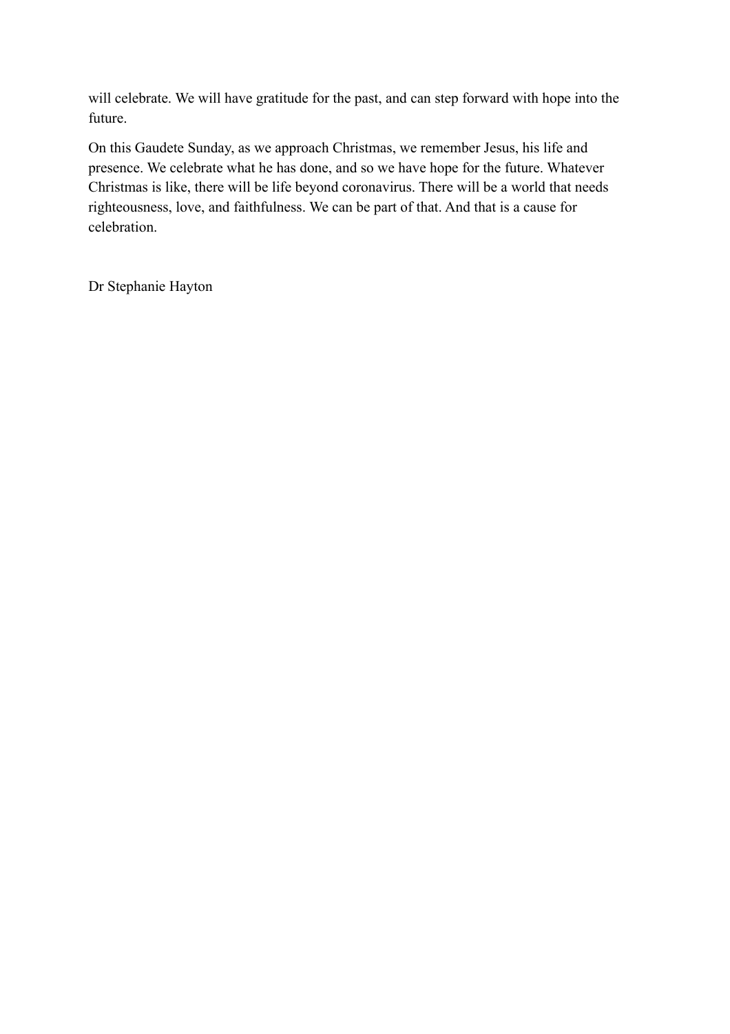will celebrate. We will have gratitude for the past, and can step forward with hope into the future.

On this Gaudete Sunday, as we approach Christmas, we remember Jesus, his life and presence. We celebrate what he has done, and so we have hope for the future. Whatever Christmas is like, there will be life beyond coronavirus. There will be a world that needs righteousness, love, and faithfulness. We can be part of that. And that is a cause for celebration.

Dr Stephanie Hayton